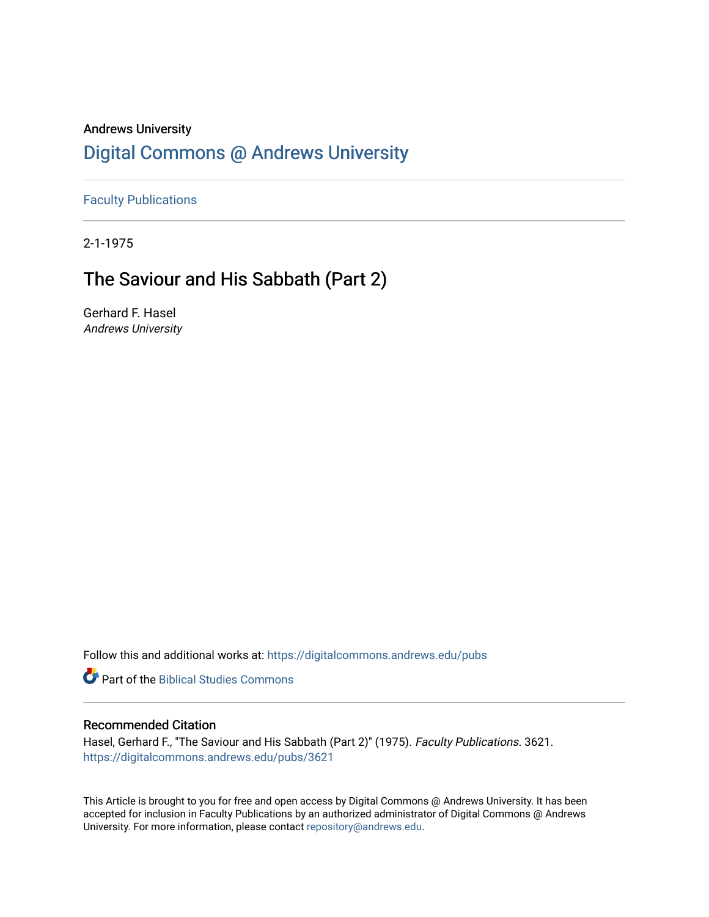Andrews University

# Digital Commons @ Andrews University

Faculty Publications

2-1-1975

## The Saviour and His Sabbath (Part 2)

Gerhard F. Hasel
*Andrews University*

Follow this and additional works at: https://digitalcommons.andrews.edu/pubs

Part of the Biblical Studies Commons

### Recommended Citation

Hasel, Gerhard F., "The Saviour and His Sabbath (Part 2)" (1975). *Faculty Publications*. 3621.
https://digitalcommons.andrews.edu/pubs/3621

This Article is brought to you for free and open access by Digital Commons @ Andrews University. It has been accepted for inclusion in Faculty Publications by an authorized administrator of Digital Commons @ Andrews University. For more information, please contact repository@andrews.edu.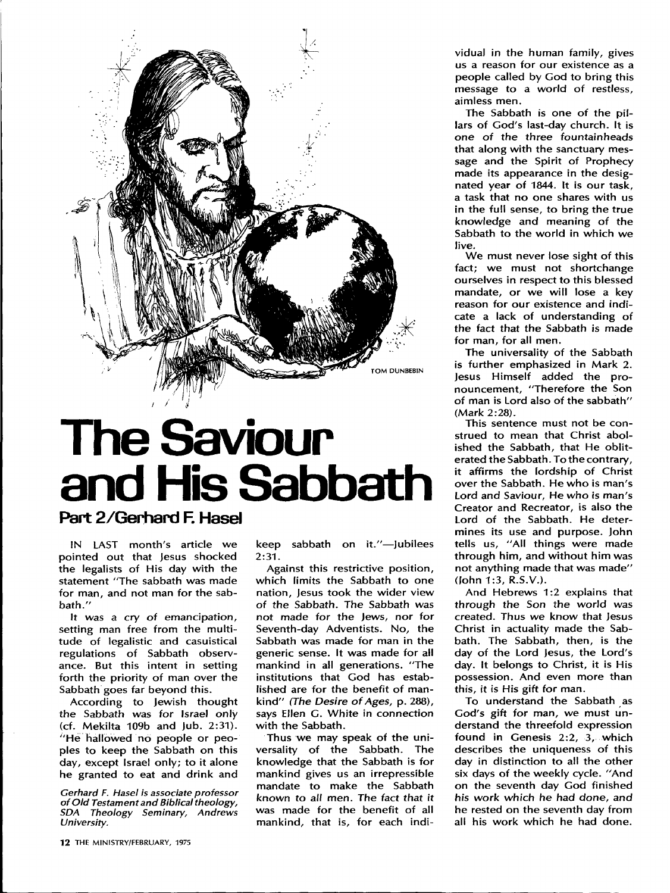# The Saviour and His Sabbath

## Part 2/Gerhard F. Hasel

IN LAST month's article we pointed out that Jesus shocked the legalists of His day with the statement "The sabbath was made for man, and not man for the sabbath."

It was a cry of emancipation, setting man free from the multitude of legalistic and casuistical regulations of Sabbath observance. But this intent in setting forth the priority of man over the Sabbath goes far beyond this.

According to Jewish thought the Sabbath was for Israel only (cf. Mekilta 109b and Jub. 2:31). "He hallowed no people or peoples to keep the Sabbath on this day, except Israel only; to it alone he granted to eat and drink and keep sabbath on it."—Jubilees 2:31.

*Gerhard F. Hasel is associate professor of Old Testament and Biblical theology, SDA Theology Seminary, Andrews University.*

Against this restrictive position, which limits the Sabbath to one nation, Jesus took the wider view of the Sabbath. *The Sabbath was not made for the Jews, nor for Seventh-day Adventists. No, the Sabbath was made for man in the generic sense.* It was made for all mankind in all generations. "The institutions that God has established are for the benefit of mankind" (*The Desire of Ages,* p. 288), says Ellen G. White in connection with the Sabbath.

Thus we may speak of the universality of the Sabbath. The knowledge that the Sabbath is for mankind gives us an irrepressible mandate to make the Sabbath known to all men. *The fact that it was made for the benefit of all mankind,* that is, for each individual in the human family, gives us a reason for our existence as a people called by God to bring this message to a world of restless, aimless men.

The Sabbath is one of the pillars of God's last-day church. It is *one of the three fountainheads* that along with the sanctuary message and the Spirit of Prophecy made its appearance in the designated year of 1844. It is our task, a task that no one shares with us in the full sense, to bring the true knowledge and meaning of the Sabbath to the world in which we live.

We must never lose sight of this fact; we must not shortchange ourselves in respect to this blessed mandate, or we will lose a key reason for our existence and indicate a lack of understanding of the fact that the Sabbath is made for man, for all men.

The universality of the Sabbath is further emphasized in Mark 2. Jesus Himself added the pronouncement, "Therefore the Son of man is Lord also of the sabbath" (Mark 2:28).

This sentence must not be construed to mean that Christ abolished the Sabbath, that He obliterated the Sabbath. To the contrary, it affirms the lordship of Christ over the Sabbath. He who is man's Lord and Saviour, He who is man's Creator and Recreator, is also the Lord of the Sabbath. He determines its use and purpose. John tells us, "All things were made through him, and without him was not anything made that was made" (John 1:3, R.S.V.).

And Hebrews 1:2 explains that through the Son the world was created. Thus we know that Jesus Christ in actuality made the Sabbath. The Sabbath, then, is the day of the Lord Jesus, the Lord's day. It belongs to Christ, it is His possession. And even more than this, it is His gift for man.

To understand the Sabbath as God's gift for man, we must understand the threefold expression found in Genesis 2:2, 3, which describes the uniqueness of this day in distinction to all the other six days of the weekly cycle. "And on the seventh day God finished his work which he had done, and he rested on the seventh day from all his work which he had done.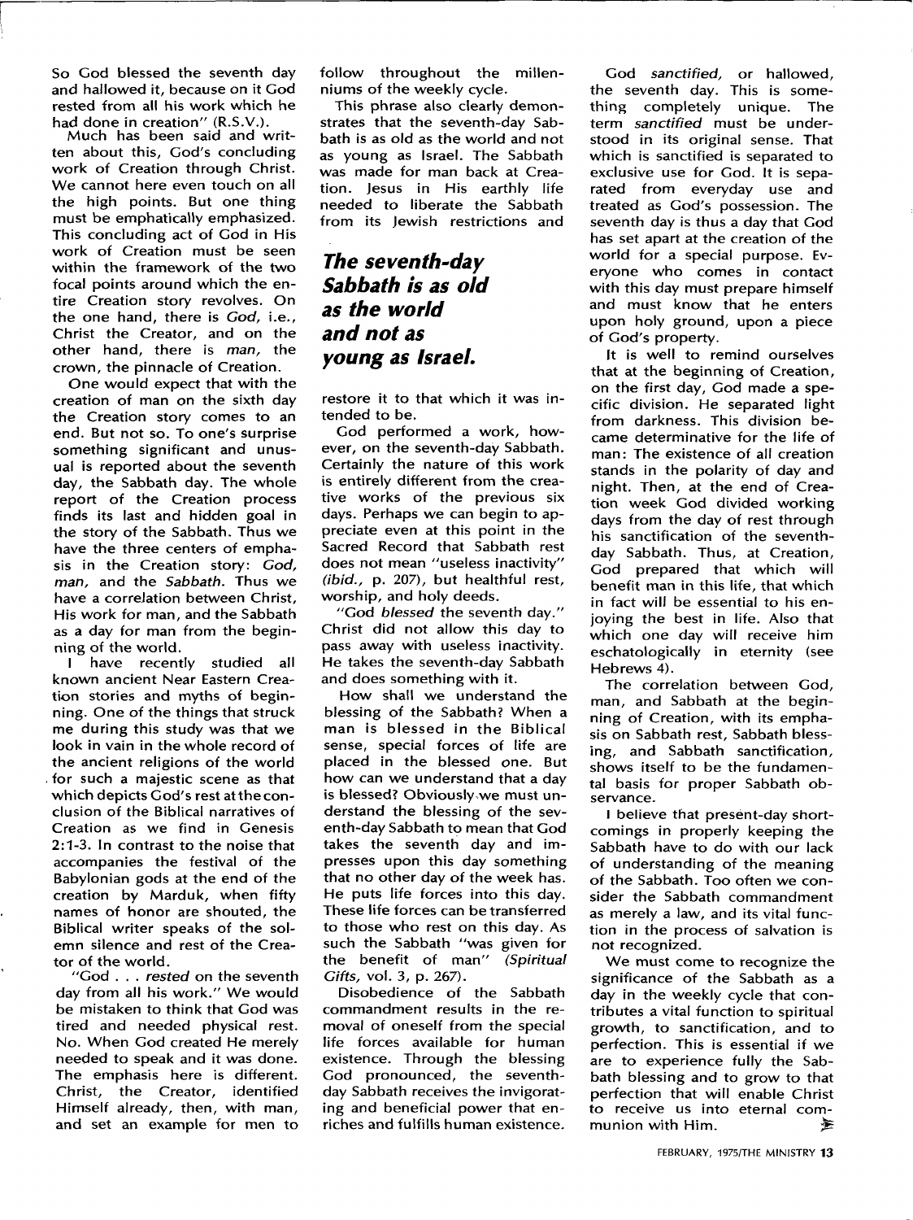So God blessed the seventh day and hallowed it, because on it God rested from all his work which he had done in creation" (R.S.V.).

Much has been said and written about this, God's concluding work of Creation through Christ. We cannot here even touch on all the high points. But one thing must be emphatically emphasized. This concluding act of God in His work of Creation must be seen within the framework of the two focal points around which the entire Creation story revolves. On the one hand, there is *God*, i.e., Christ the Creator, and on the other hand, there is *man*, the crown, the pinnacle of Creation.

One would expect that with the creation of man on the sixth day the Creation story comes to an end. But not so. To one's surprise something significant and unusual is reported about the seventh day, the Sabbath day. The whole report of the Creation process finds its last and hidden goal in the story of the Sabbath. Thus we have the three centers of emphasis in the Creation story: *God*, *man*, and the *Sabbath*. Thus we have a correlation between Christ, His work for man, and the Sabbath as a day for man from the beginning of the world.

I have recently studied all known ancient Near Eastern Creation stories and myths of beginning. One of the things that struck me during this study was that we look in vain in the whole record of the ancient religions of the world for such a majestic scene as that which depicts God's rest at the conclusion of the Biblical narratives of Creation as we find in Genesis 2:1-3. In contrast to the noise that accompanies the festival of the Babylonian gods at the end of the creation by Marduk, when fifty names of honor are shouted, the Biblical writer speaks of the solemn silence and rest of the Creator of the world.

"God . . . *rested* on the seventh day from all his work." We would be mistaken to think that God was tired and needed physical rest. No. When God created He merely needed to speak and it was done. The emphasis here is different. Christ, the Creator, identified Himself already, then, with man, and set an example for men to follow throughout the millenniums of the weekly cycle.

This phrase also clearly demonstrates that the seventh-day Sabbath is as old as the world and not as young as Israel. The Sabbath was made for man back at Creation. Jesus in His earthly life needed to liberate the Sabbath from its Jewish restrictions and restore it to that which it was intended to be.

***The seventh-day Sabbath is as old as the world and not as young as Israel.***

God performed a work, however, on the seventh-day Sabbath. Certainly the nature of this work is entirely different from the creative works of the previous six days. Perhaps we can begin to appreciate even at this point in the Sacred Record that Sabbath rest does not mean "useless inactivity" (*ibid.*, p. 207), but healthful rest, worship, and holy deeds.

"God *blessed* the seventh day." Christ did not allow this day to pass away with useless inactivity. He takes the seventh-day Sabbath and does something with it.

How shall we understand the blessing of the Sabbath? When a man is blessed in the Biblical sense, special forces of life are placed in the blessed one. But how can we understand that a day is blessed? Obviously we must understand the blessing of the seventh-day Sabbath to mean that God takes the seventh day and impresses upon this day something that no other day of the week has. He puts life forces into this day. These life forces can be transferred to those who rest on this day. As such the Sabbath "was given for the benefit of man" (*Spiritual Gifts*, vol. 3, p. 267).

Disobedience of the Sabbath commandment results in the removal of oneself from the special life forces available for human existence. Through the blessing God pronounced, the seventh-day Sabbath receives the invigorating and beneficial power that enriches and fulfills human existence.

God *sanctified*, or hallowed, the seventh day. This is something completely unique. The term *sanctified* must be understood in its original sense. That which is sanctified is separated to exclusive use for God. It is separated from everyday use and treated as God's possession. The seventh day is thus a day that God has set apart at the creation of the world for a special purpose. Everyone who comes in contact with this day must prepare himself and must know that he enters upon holy ground, upon a piece of God's property.

It is well to remind ourselves that at the beginning of Creation, on the first day, God made a specific division. He separated light from darkness. This division became determinative for the life of man: The existence of all creation stands in the polarity of day and night. Then, at the end of Creation week God divided working days from the day of rest through his sanctification of the seventh-day Sabbath. Thus, at Creation, God prepared that which will benefit man in this life, that which in fact will be essential to his enjoying the best in life. Also that which one day will receive him eschatologically in eternity (see Hebrews 4).

The correlation between God, man, and Sabbath at the beginning of Creation, with its emphasis on Sabbath rest, Sabbath blessing, and Sabbath sanctification, shows itself to be the fundamental basis for proper Sabbath observance.

I believe that present-day shortcomings in properly keeping the Sabbath have to do with our lack of understanding of the meaning of the Sabbath. Too often we consider the Sabbath commandment as merely a law, and its vital function in the process of salvation is not recognized.

We must come to recognize the significance of the Sabbath as a day in the weekly cycle that contributes a vital function to spiritual growth, to sanctification, and to perfection. This is essential if we are to experience fully the Sabbath blessing and to grow to that perfection that will enable Christ to receive us into eternal communion with Him.